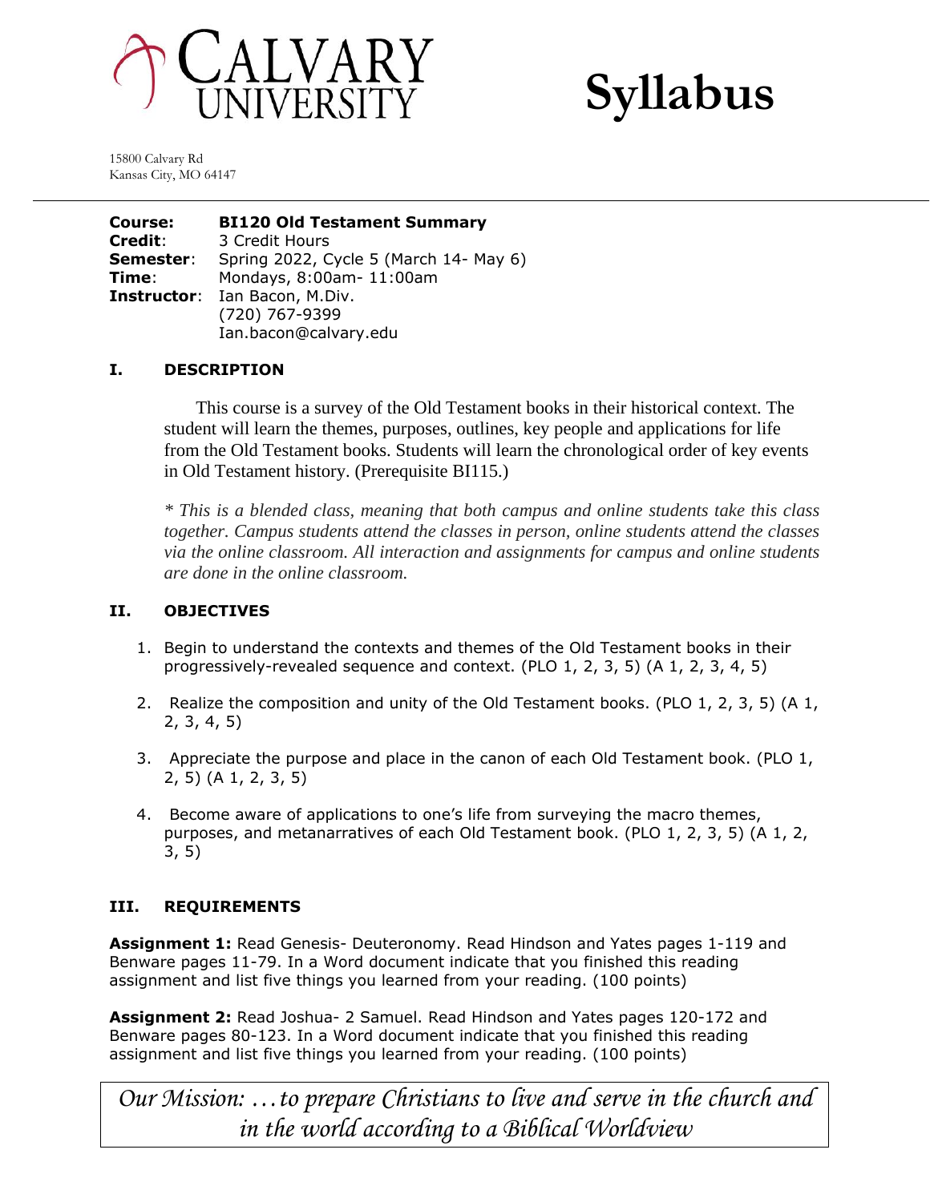# CALVARY UNIVERSITY

# Syllabus

15800 Calvary Rd
Kansas City, MO 64147

**Course:** **BI120 Old Testament Summary**
**Credit**: 3 Credit Hours
**Semester**: Spring 2022, Cycle 5 (March 14- May 6)
**Time**: Mondays, 8:00am- 11:00am
**Instructor**: Ian Bacon, M.Div.
(720) 767-9399
Ian.bacon@calvary.edu

## I. DESCRIPTION

This course is a survey of the Old Testament books in their historical context. The student will learn the themes, purposes, outlines, key people and applications for life from the Old Testament books. Students will learn the chronological order of key events in Old Testament history. (Prerequisite BI115.)

*\* This is a blended class, meaning that both campus and online students take this class together. Campus students attend the classes in person, online students attend the classes via the online classroom. All interaction and assignments for campus and online students are done in the online classroom.*

## II. OBJECTIVES

1. Begin to understand the contexts and themes of the Old Testament books in their progressively-revealed sequence and context. (PLO 1, 2, 3, 5) (A 1, 2, 3, 4, 5)

2. Realize the composition and unity of the Old Testament books. (PLO 1, 2, 3, 5) (A 1, 2, 3, 4, 5)

3. Appreciate the purpose and place in the canon of each Old Testament book. (PLO 1, 2, 5) (A 1, 2, 3, 5)

4. Become aware of applications to one's life from surveying the macro themes, purposes, and metanarratives of each Old Testament book. (PLO 1, 2, 3, 5) (A 1, 2, 3, 5)

## III. REQUIREMENTS

**Assignment 1:** Read Genesis- Deuteronomy. Read Hindson and Yates pages 1-119 and Benware pages 11-79. In a Word document indicate that you finished this reading assignment and list five things you learned from your reading. (100 points)

**Assignment 2:** Read Joshua- 2 Samuel. Read Hindson and Yates pages 120-172 and Benware pages 80-123. In a Word document indicate that you finished this reading assignment and list five things you learned from your reading. (100 points)

*Our Mission: …to prepare Christians to live and serve in the church and in the world according to a Biblical Worldview*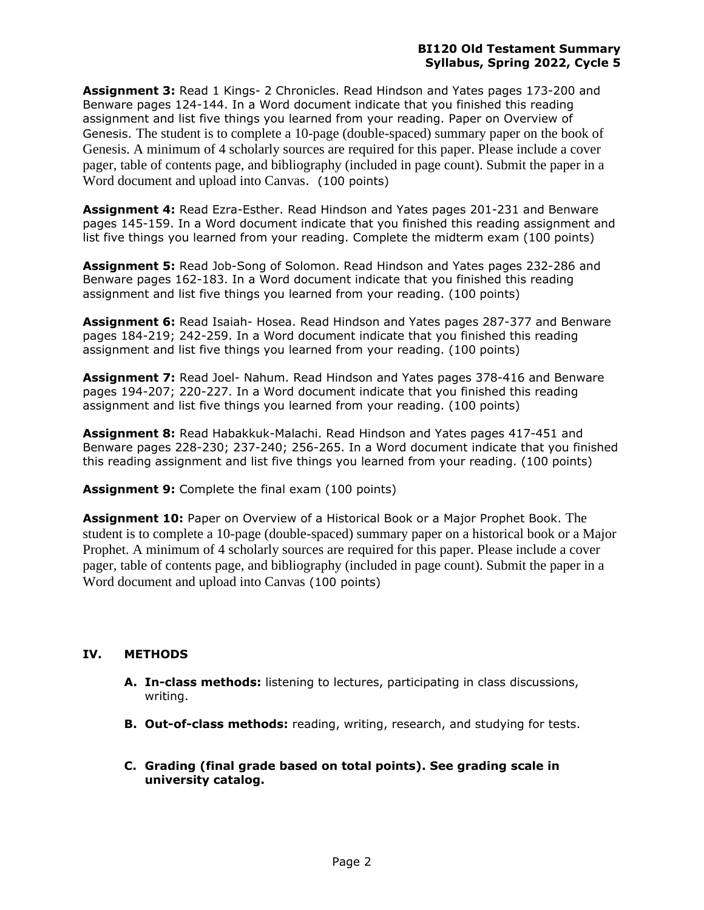**Assignment 3:** Read 1 Kings- 2 Chronicles. Read Hindson and Yates pages 173-200 and Benware pages 124-144. In a Word document indicate that you finished this reading assignment and list five things you learned from your reading. Paper on Overview of Genesis. The student is to complete a 10-page (double-spaced) summary paper on the book of Genesis. A minimum of 4 scholarly sources are required for this paper. Please include a cover pager, table of contents page, and bibliography (included in page count). Submit the paper in a Word document and upload into Canvas. (100 points)

**Assignment 4:** Read Ezra-Esther. Read Hindson and Yates pages 201-231 and Benware pages 145-159. In a Word document indicate that you finished this reading assignment and list five things you learned from your reading. Complete the midterm exam (100 points)

**Assignment 5:** Read Job-Song of Solomon. Read Hindson and Yates pages 232-286 and Benware pages 162-183. In a Word document indicate that you finished this reading assignment and list five things you learned from your reading. (100 points)

**Assignment 6:** Read Isaiah- Hosea. Read Hindson and Yates pages 287-377 and Benware pages 184-219; 242-259. In a Word document indicate that you finished this reading assignment and list five things you learned from your reading. (100 points)

**Assignment 7:** Read Joel- Nahum. Read Hindson and Yates pages 378-416 and Benware pages 194-207; 220-227. In a Word document indicate that you finished this reading assignment and list five things you learned from your reading. (100 points)

**Assignment 8:** Read Habakkuk-Malachi. Read Hindson and Yates pages 417-451 and Benware pages 228-230; 237-240; 256-265. In a Word document indicate that you finished this reading assignment and list five things you learned from your reading. (100 points)

**Assignment 9:** Complete the final exam (100 points)

**Assignment 10:** Paper on Overview of a Historical Book or a Major Prophet Book. The student is to complete a 10-page (double-spaced) summary paper on a historical book or a Major Prophet. A minimum of 4 scholarly sources are required for this paper. Please include a cover pager, table of contents page, and bibliography (included in page count). Submit the paper in a Word document and upload into Canvas (100 points)

## IV. METHODS

**A. In-class methods:** listening to lectures, participating in class discussions, writing.

**B. Out-of-class methods:** reading, writing, research, and studying for tests.

**C. Grading (final grade based on total points). See grading scale in university catalog.**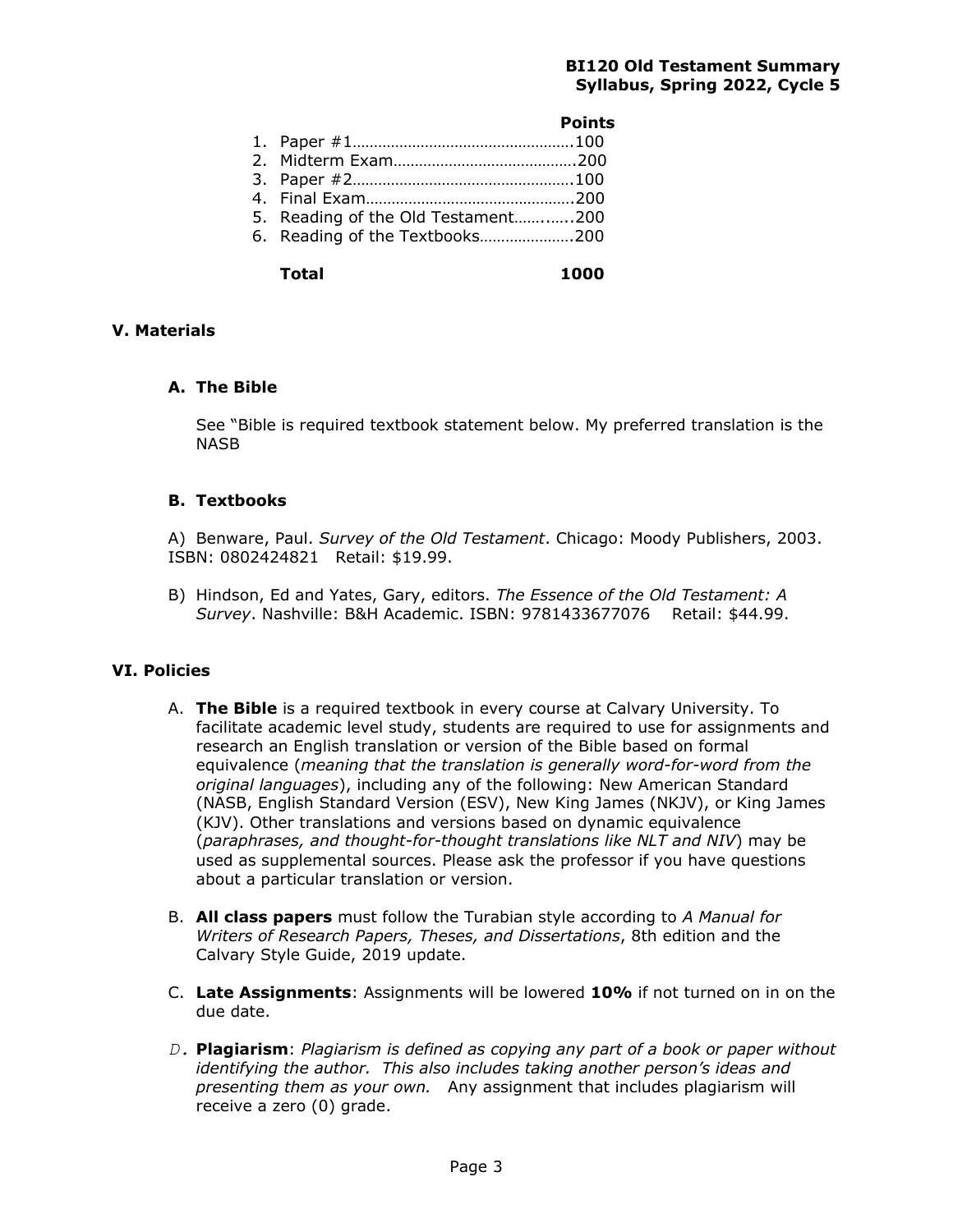| | Points |
|---|---|
| 1. Paper #1 | 100 |
| 2. Midterm Exam | 200 |
| 3. Paper #2 | 100 |
| 4. Final Exam | 200 |
| 5. Reading of the Old Testament | 200 |
| 6. Reading of the Textbooks | 200 |
| **Total** | **1000** |

## V. Materials

### A. The Bible

See "Bible is required textbook statement below. My preferred translation is the NASB

### B. Textbooks

A) Benware, Paul. *Survey of the Old Testament*. Chicago: Moody Publishers, 2003. ISBN: 0802424821 Retail: $19.99.

B) Hindson, Ed and Yates, Gary, editors. *The Essence of the Old Testament: A Survey*. Nashville: B&H Academic. ISBN: 9781433677076 Retail: $44.99.

## VI. Policies

A. **The Bible** is a required textbook in every course at Calvary University. To facilitate academic level study, students are required to use for assignments and research an English translation or version of the Bible based on formal equivalence (*meaning that the translation is generally word-for-word from the original languages*), including any of the following: New American Standard (NASB, English Standard Version (ESV), New King James (NKJV), or King James (KJV). Other translations and versions based on dynamic equivalence (*paraphrases, and thought-for-thought translations like NLT and NIV*) may be used as supplemental sources. Please ask the professor if you have questions about a particular translation or version.

B. **All class papers** must follow the Turabian style according to *A Manual for Writers of Research Papers, Theses, and Dissertations*, 8th edition and the Calvary Style Guide, 2019 update.

C. **Late Assignments**: Assignments will be lowered **10%** if not turned on in on the due date.

D. **Plagiarism**: *Plagiarism is defined as copying any part of a book or paper without identifying the author. This also includes taking another person's ideas and presenting them as your own.* Any assignment that includes plagiarism will receive a zero (0) grade.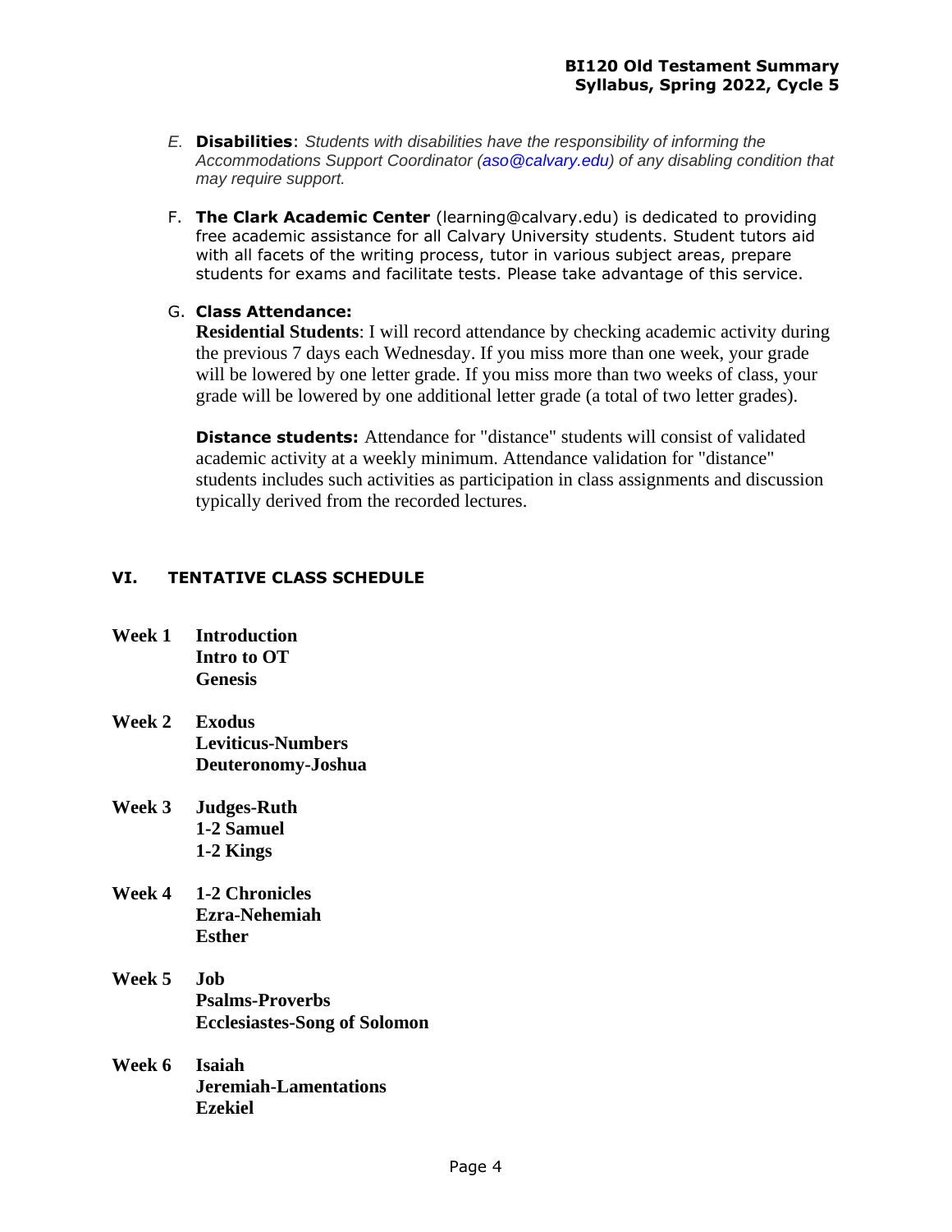E. **Disabilities**: *Students with disabilities have the responsibility of informing the Accommodations Support Coordinator (aso@calvary.edu) of any disabling condition that may require support.*

F. **The Clark Academic Center** (learning@calvary.edu) is dedicated to providing free academic assistance for all Calvary University students. Student tutors aid with all facets of the writing process, tutor in various subject areas, prepare students for exams and facilitate tests. Please take advantage of this service.

G. **Class Attendance:**

**Residential Students**: I will record attendance by checking academic activity during the previous 7 days each Wednesday. If you miss more than one week, your grade will be lowered by one letter grade. If you miss more than two weeks of class, your grade will be lowered by one additional letter grade (a total of two letter grades).

**Distance students:** Attendance for "distance" students will consist of validated academic activity at a weekly minimum. Attendance validation for "distance" students includes such activities as participation in class assignments and discussion typically derived from the recorded lectures.

## VI. TENTATIVE CLASS SCHEDULE

**Week 1** **Introduction**
**Intro to OT**
**Genesis**

**Week 2** **Exodus**
**Leviticus-Numbers**
**Deuteronomy-Joshua**

**Week 3** **Judges-Ruth**
**1-2 Samuel**
**1-2 Kings**

**Week 4** **1-2 Chronicles**
**Ezra-Nehemiah**
**Esther**

**Week 5** **Job**
**Psalms-Proverbs**
**Ecclesiastes-Song of Solomon**

**Week 6** **Isaiah**
**Jeremiah-Lamentations**
**Ezekiel**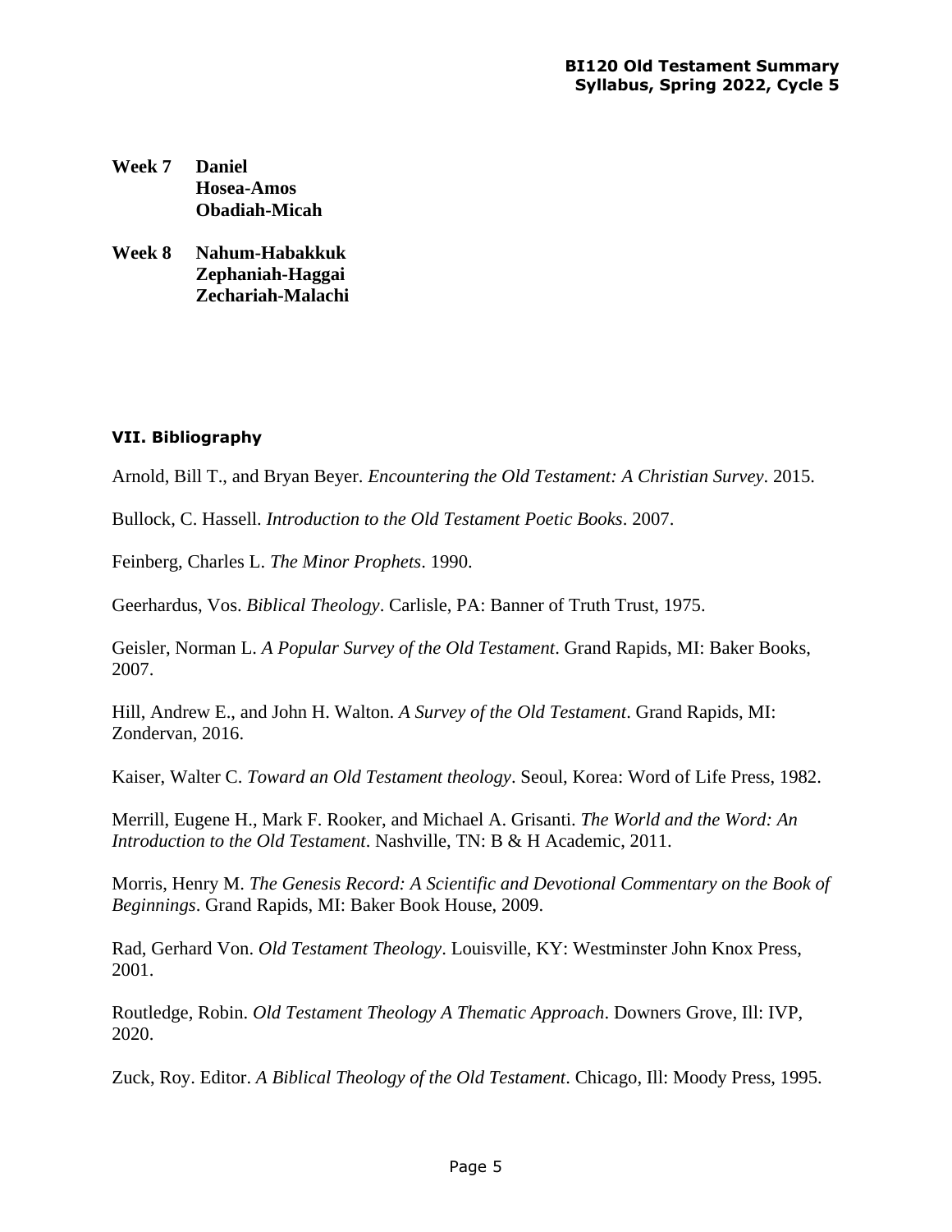**Week 7** **Daniel**
**Hosea-Amos**
**Obadiah-Micah**

**Week 8** **Nahum-Habakkuk**
**Zephaniah-Haggai**
**Zechariah-Malachi**

### VII. Bibliography

Arnold, Bill T., and Bryan Beyer. *Encountering the Old Testament: A Christian Survey*. 2015.

Bullock, C. Hassell. *Introduction to the Old Testament Poetic Books*. 2007.

Feinberg, Charles L. *The Minor Prophets*. 1990.

Geerhardus, Vos. *Biblical Theology*. Carlisle, PA: Banner of Truth Trust, 1975.

Geisler, Norman L. *A Popular Survey of the Old Testament*. Grand Rapids, MI: Baker Books, 2007.

Hill, Andrew E., and John H. Walton. *A Survey of the Old Testament*. Grand Rapids, MI: Zondervan, 2016.

Kaiser, Walter C. *Toward an Old Testament theology*. Seoul, Korea: Word of Life Press, 1982.

Merrill, Eugene H., Mark F. Rooker, and Michael A. Grisanti. *The World and the Word: An Introduction to the Old Testament*. Nashville, TN: B & H Academic, 2011.

Morris, Henry M. *The Genesis Record: A Scientific and Devotional Commentary on the Book of Beginnings*. Grand Rapids, MI: Baker Book House, 2009.

Rad, Gerhard Von. *Old Testament Theology*. Louisville, KY: Westminster John Knox Press, 2001.

Routledge, Robin. *Old Testament Theology A Thematic Approach*. Downers Grove, Ill: IVP, 2020.

Zuck, Roy. Editor. *A Biblical Theology of the Old Testament*. Chicago, Ill: Moody Press, 1995.